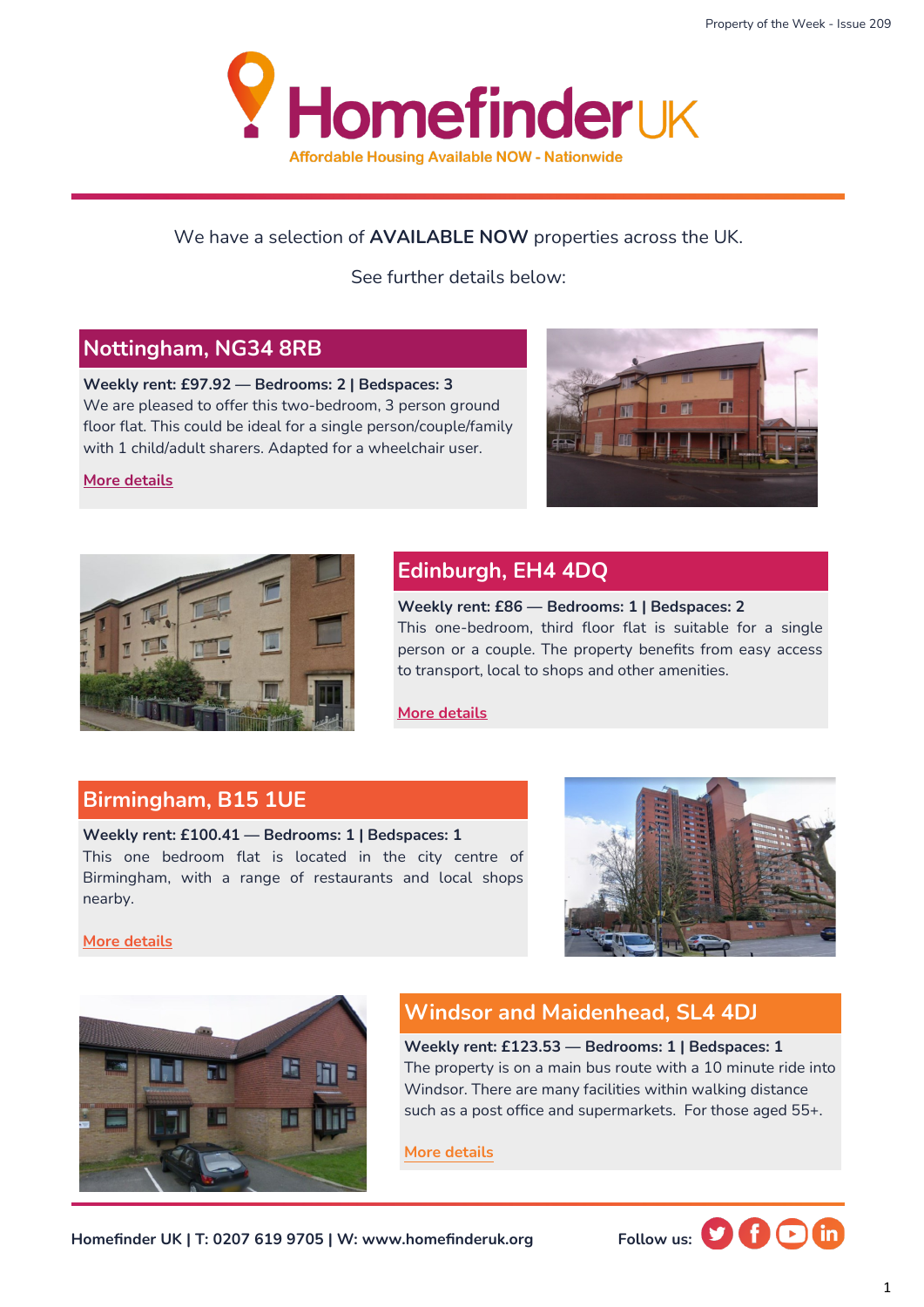# Homefinder UK

Affordable Housing Available NOW - Nationwide

We have a selection of **AVAILABLE NOW** properties across the UK.

See further details below:

## Nottingham, NG34 8RB

**Weekly rent: £97.92 — Bedrooms: 2 | Bedspaces: 3**
We are pleased to offer this two-bedroom, 3 person ground floor flat. This could be ideal for a single person/couple/family with 1 child/adult sharers. Adapted for a wheelchair user.

More details

## Edinburgh, EH4 4DQ

**Weekly rent: £86 — Bedrooms: 1 | Bedspaces: 2**
This one-bedroom, third floor flat is suitable for a single person or a couple. The property benefits from easy access to transport, local to shops and other amenities.

More details

## Birmingham, B15 1UE

**Weekly rent: £100.41 — Bedrooms: 1 | Bedspaces: 1**
This one bedroom flat is located in the city centre of Birmingham, with a range of restaurants and local shops nearby.

More details

## Windsor and Maidenhead, SL4 4DJ

**Weekly rent: £123.53 — Bedrooms: 1 | Bedspaces: 1**
The property is on a main bus route with a 10 minute ride into Windsor. There are many facilities within walking distance such as a post office and supermarkets. For those aged 55+.

More details

**Homefinder UK | T: 0207 619 9705 | W: www.homefinderuk.org** **Follow us:**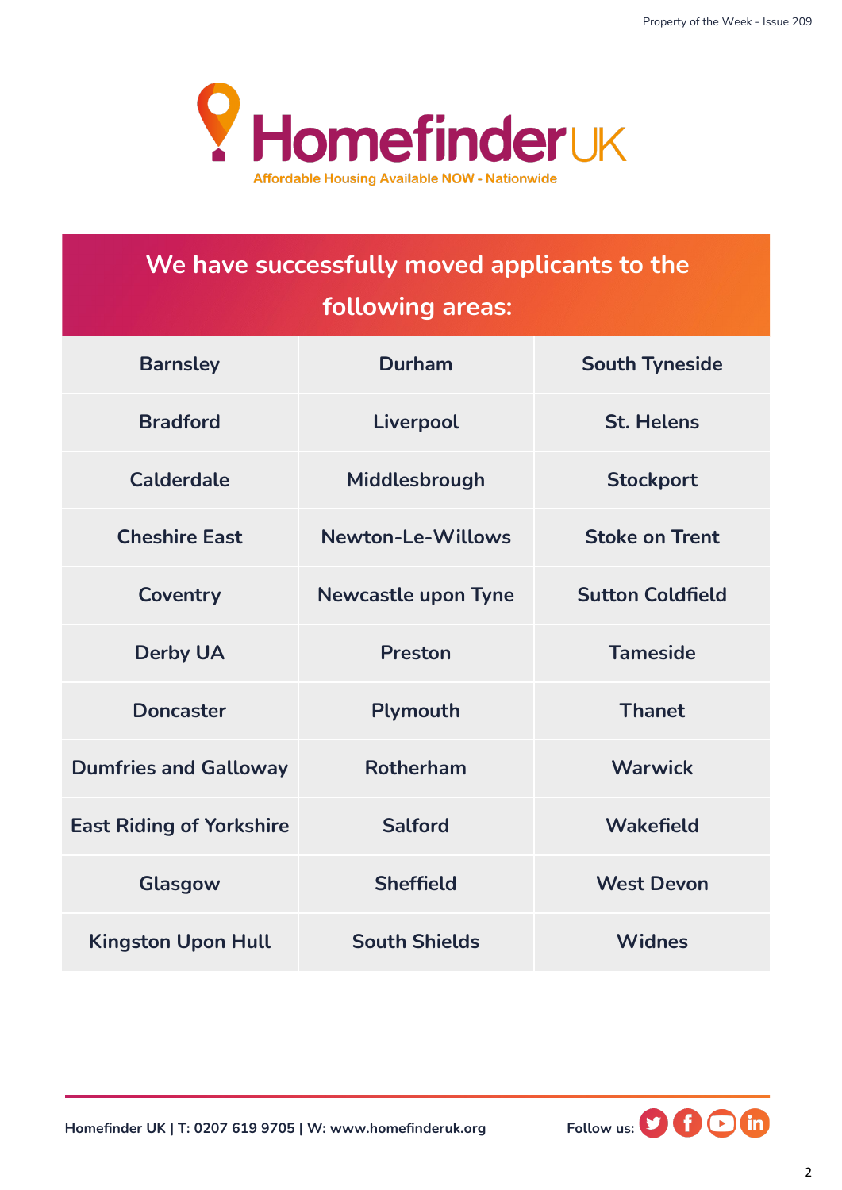# HomefinderUK

**Affordable Housing Available NOW - Nationwide**

## We have successfully moved applicants to the following areas:

| | | |
|---|---|---|
| Barnsley | Durham | South Tyneside |
| Bradford | Liverpool | St. Helens |
| Calderdale | Middlesbrough | Stockport |
| Cheshire East | Newton-Le-Willows | Stoke on Trent |
| Coventry | Newcastle upon Tyne | Sutton Coldfield |
| Derby UA | Preston | Tameside |
| Doncaster | Plymouth | Thanet |
| Dumfries and Galloway | Rotherham | Warwick |
| East Riding of Yorkshire | Salford | Wakefield |
| Glasgow | Sheffield | West Devon |
| Kingston Upon Hull | South Shields | Widnes |

**Homefinder UK | T: 0207 619 9705 | W: www.homefinderuk.org**

**Follow us:**